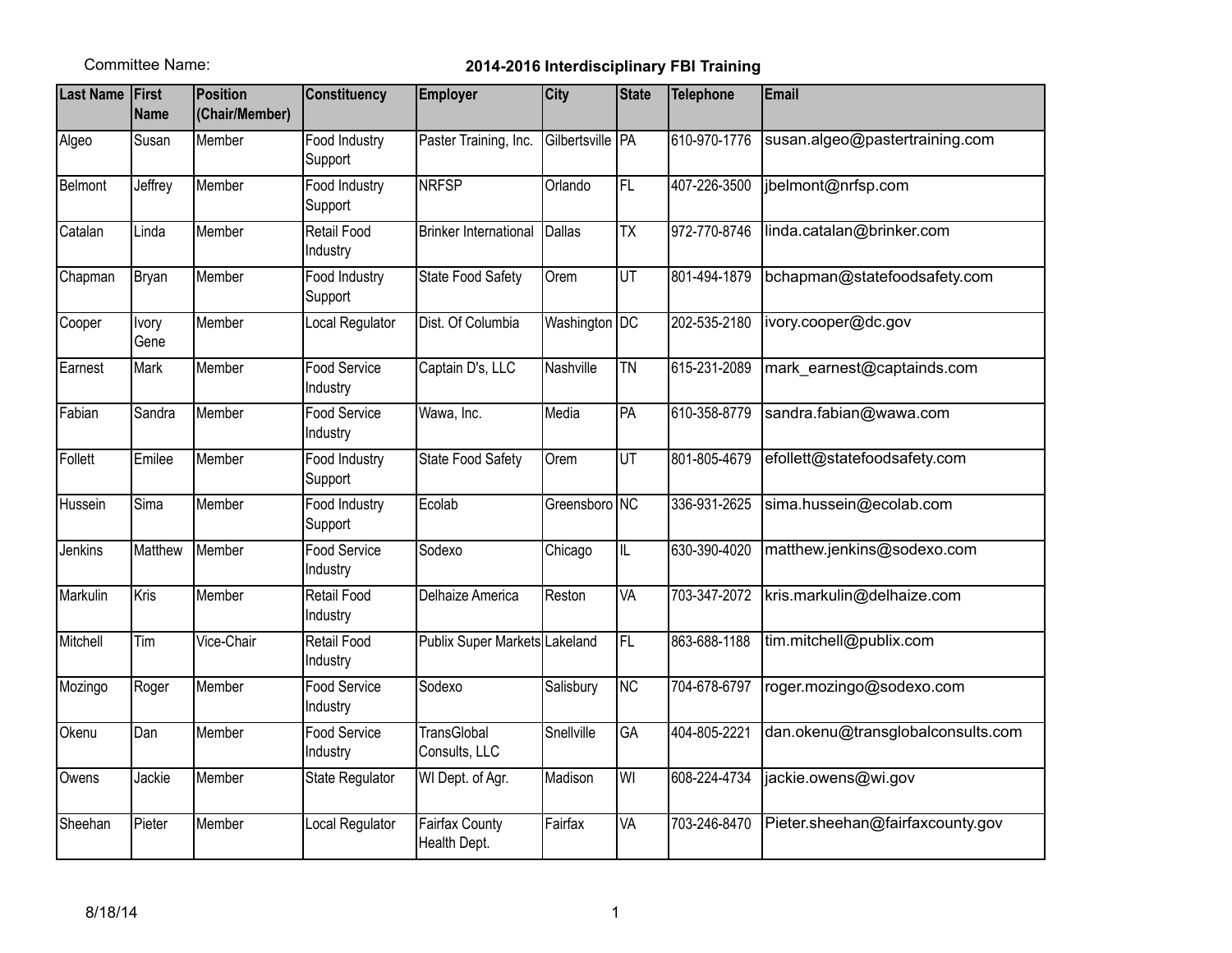Committee Name: **2014-2016 Interdisciplinary FBI Training**

| Last Name | First Name | Position (Chair/Member) | Constituency | Employer | City | State | Telephone | Email |
|---|---|---|---|---|---|---|---|---|
| Algeo | Susan | Member | Food Industry Support | Paster Training, Inc. | Gilbertsville | PA | 610-970-1776 | susan.algeo@pastertraining.com |
| Belmont | Jeffrey | Member | Food Industry Support | NRFSP | Orlando | FL | 407-226-3500 | jbelmont@nrfsp.com |
| Catalan | Linda | Member | Retail Food Industry | Brinker International | Dallas | TX | 972-770-8746 | linda.catalan@brinker.com |
| Chapman | Bryan | Member | Food Industry Support | State Food Safety | Orem | UT | 801-494-1879 | bchapman@statefoodsafety.com |
| Cooper | Ivory Gene | Member | Local Regulator | Dist. Of Columbia | Washington | DC | 202-535-2180 | ivory.cooper@dc.gov |
| Earnest | Mark | Member | Food Service Industry | Captain D's, LLC | Nashville | TN | 615-231-2089 | mark_earnest@captainds.com |
| Fabian | Sandra | Member | Food Service Industry | Wawa, Inc. | Media | PA | 610-358-8779 | sandra.fabian@wawa.com |
| Follett | Emilee | Member | Food Industry Support | State Food Safety | Orem | UT | 801-805-4679 | efollett@statefoodsafety.com |
| Hussein | Sima | Member | Food Industry Support | Ecolab | Greensboro | NC | 336-931-2625 | sima.hussein@ecolab.com |
| Jenkins | Matthew | Member | Food Service Industry | Sodexo | Chicago | IL | 630-390-4020 | matthew.jenkins@sodexo.com |
| Markulin | Kris | Member | Retail Food Industry | Delhaize America | Reston | VA | 703-347-2072 | kris.markulin@delhaize.com |
| Mitchell | Tim | Vice-Chair | Retail Food Industry | Publix Super Markets | Lakeland | FL | 863-688-1188 | tim.mitchell@publix.com |
| Mozingo | Roger | Member | Food Service Industry | Sodexo | Salisbury | NC | 704-678-6797 | roger.mozingo@sodexo.com |
| Okenu | Dan | Member | Food Service Industry | TransGlobal Consults, LLC | Snellville | GA | 404-805-2221 | dan.okenu@transglobalconsults.com |
| Owens | Jackie | Member | State Regulator | WI Dept. of Agr. | Madison | WI | 608-224-4734 | jackie.owens@wi.gov |
| Sheehan | Pieter | Member | Local Regulator | Fairfax County Health Dept. | Fairfax | VA | 703-246-8470 | Pieter.sheehan@fairfaxcounty.gov |

8/18/14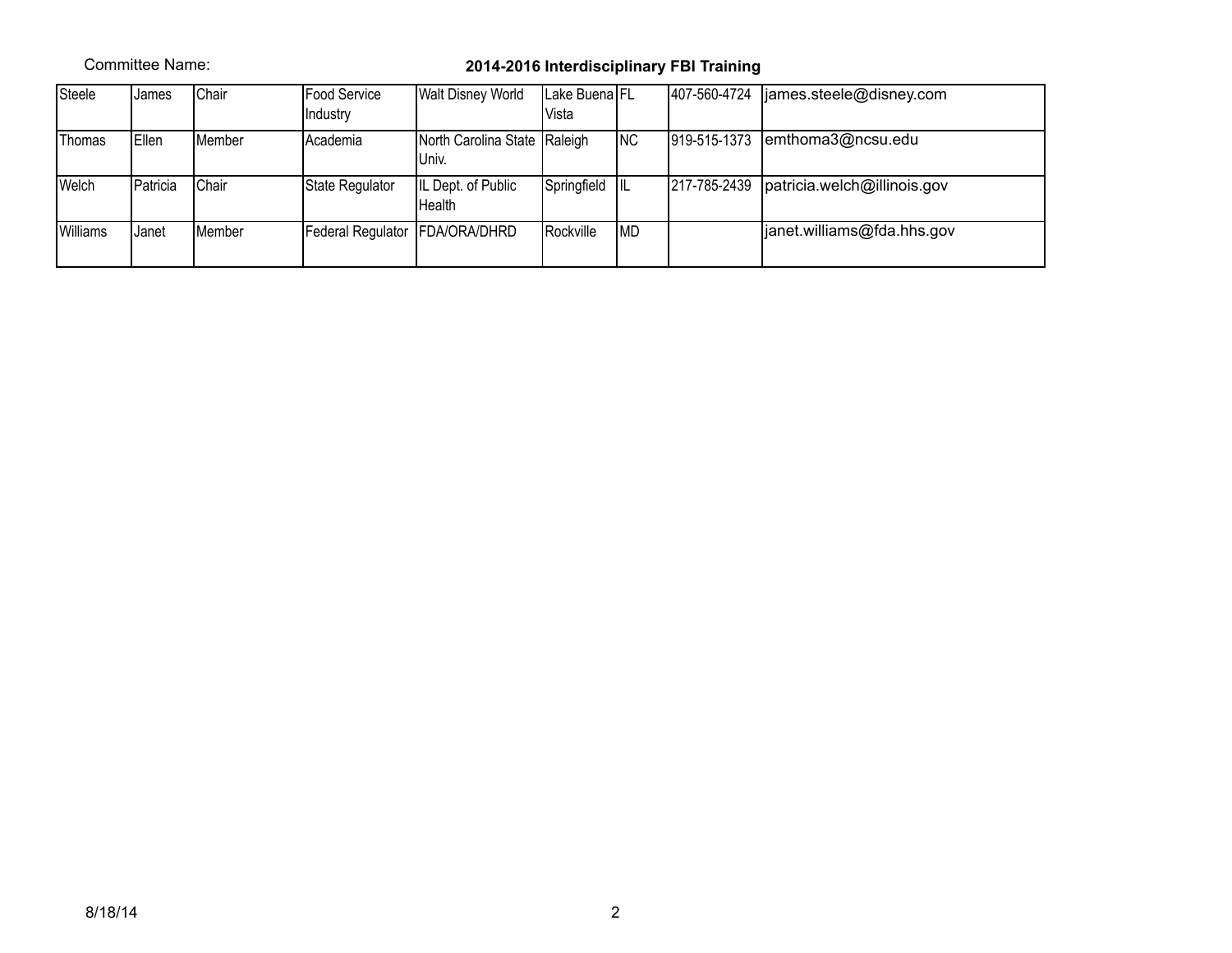Committee Name: **2014-2016 Interdisciplinary FBI Training**

| | | | | | | | | |
|---|---|---|---|---|---|---|---|---|
| Steele | James | Chair | Food Service Industry | Walt Disney World | Lake Buena Vista | FL | 407-560-4724 | james.steele@disney.com |
| Thomas | Ellen | Member | Academia | North Carolina State Univ. | Raleigh | NC | 919-515-1373 | emthoma3@ncsu.edu |
| Welch | Patricia | Chair | State Regulator | IL Dept. of Public Health | Springfield | IL | 217-785-2439 | patricia.welch@illinois.gov |
| Williams | Janet | Member | Federal Regulator | FDA/ORA/DHRD | Rockville | MD | | janet.williams@fda.hhs.gov |

8/18/14